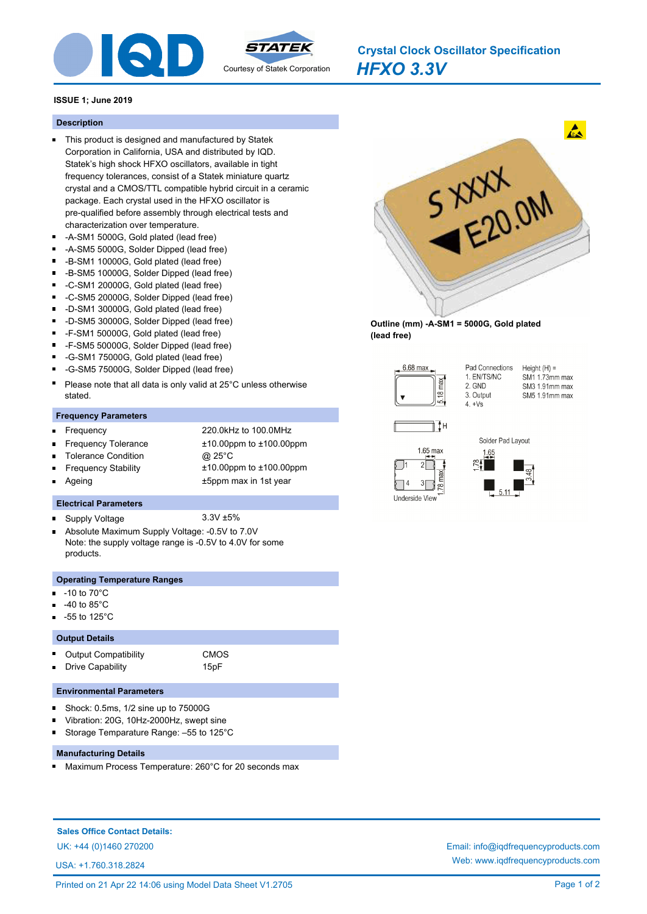# Crystal Clock Oscillator Specification

# HFXO 3.3V

Courtesy of Statek Corporation

**ISSUE 1; June 2019**

## Description

- This product is designed and manufactured by Statek Corporation in California, USA and distributed by IQD. Statek's high shock HFXO oscillators, available in tight frequency tolerances, consist of a Statek miniature quartz crystal and a CMOS/TTL compatible hybrid circuit in a ceramic package. Each crystal used in the HFXO oscillator is pre-qualified before assembly through electrical tests and characterization over temperature.
- -A-SM1 5000G, Gold plated (lead free)
- -A-SM5 5000G, Solder Dipped (lead free)
- -B-SM1 10000G, Gold plated (lead free)
- -B-SM5 10000G, Solder Dipped (lead free)
- -C-SM1 20000G, Gold plated (lead free)
- -C-SM5 20000G, Solder Dipped (lead free)
- -D-SM1 30000G, Gold plated (lead free)
- -D-SM5 30000G, Solder Dipped (lead free)
- -F-SM1 50000G, Gold plated (lead free)
- -F-SM5 50000G, Solder Dipped (lead free)
- -G-SM1 75000G, Gold plated (lead free)
- -G-SM5 75000G, Solder Dipped (lead free)
- Please note that all data is only valid at 25°C unless otherwise stated.

## Frequency Parameters

| | |
|---|---|
| Frequency | 220.0kHz to 100.0MHz |
| Frequency Tolerance | ±10.00ppm to ±100.00ppm |
| Tolerance Condition | @ 25°C |
| Frequency Stability | ±10.00ppm to ±100.00ppm |
| Ageing | ±5ppm max in 1st year |

## Electrical Parameters

- Supply Voltage: 3.3V ±5%
- Absolute Maximum Supply Voltage: -0.5V to 7.0V
  Note: the supply voltage range is -0.5V to 4.0V for some products.

## Operating Temperature Ranges

- -10 to 70°C
- -40 to 85°C
- -55 to 125°C

## Output Details

| | |
|---|---|
| Output Compatibility | CMOS |
| Drive Capability | 15pF |

## Environmental Parameters

- Shock: 0.5ms, 1/2 sine up to 75000G
- Vibration: 20G, 10Hz-2000Hz, swept sine
- Storage Temparature Range: –55 to 125°C

## Manufacturing Details

- Maximum Process Temperature: 260°C for 20 seconds max

**Outline (mm) -A-SM1 = 5000G, Gold plated (lead free)**

6.68 max
5.18 max
H

Pad Connections
1. EN/TS/NC
2. GND
3. Output
4. +Vs

Height (H) =
SM1 1.73mm max
SM3 1.91mm max
SM5 1.91mm max

1.65 max
1.78 max
Underside View

Solder Pad Layout
1.65
1.78
3.48
5.11

**Sales Office Contact Details:**

UK: +44 (0)1460 270200

USA: +1.760.318.2824

Email: info@iqdfrequencyproducts.com

Web: www.iqdfrequencyproducts.com

Printed on 21 Apr 22 14:06 using Model Data Sheet V1.2705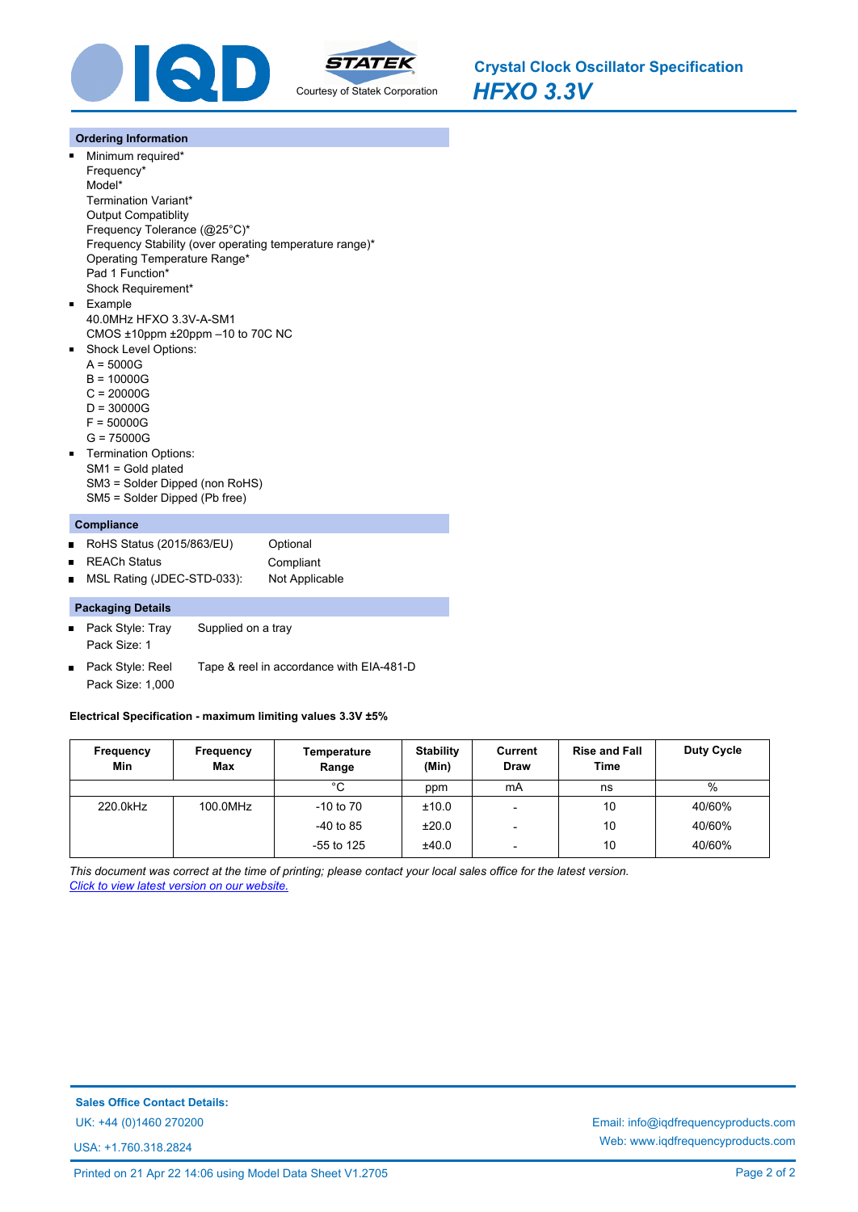**Crystal Clock Oscillator Specification**

***HFXO 3.3V***

Courtesy of Statek Corporation

## Ordering Information

- Minimum required*
  Frequency*
  Model*
  Termination Variant*
  Output Compatiblity
  Frequency Tolerance (@25°C)*
  Frequency Stability (over operating temperature range)*
  Operating Temperature Range*
  Pad 1 Function*
  Shock Requirement*
- Example
  40.0MHz HFXO 3.3V-A-SM1
  CMOS ±10ppm ±20ppm –10 to 70C NC
- Shock Level Options:
  A = 5000G
  B = 10000G
  C = 20000G
  D = 30000G
  F = 50000G
  G = 75000G
- Termination Options:
  SM1 = Gold plated
  SM3 = Solder Dipped (non RoHS)
  SM5 = Solder Dipped (Pb free)

## Compliance

- RoHS Status (2015/863/EU) Optional
- REACh Status Compliant
- MSL Rating (JDEC-STD-033): Not Applicable

## Packaging Details

- Pack Style: Tray Supplied on a tray
  Pack Size: 1
- Pack Style: Reel Tape & reel in accordance with EIA-481-D
  Pack Size: 1,000

**Electrical Specification - maximum limiting values 3.3V ±5%**

| Frequency Min | Frequency Max | Temperature Range | Stability (Min) | Current Draw | Rise and Fall Time | Duty Cycle |
|---|---|---|---|---|---|---|
| | | °C | ppm | mA | ns | % |
| 220.0kHz | 100.0MHz | -10 to 70 | ±10.0 | - | 10 | 40/60% |
| | | -40 to 85 | ±20.0 | - | 10 | 40/60% |
| | | -55 to 125 | ±40.0 | - | 10 | 40/60% |

*This document was correct at the time of printing; please contact your local sales office for the latest version.*
*Click to view latest version on our website.*

**Sales Office Contact Details:**

UK: +44 (0)1460 270200

USA: +1.760.318.2824

Email: info@iqdfrequencyproducts.com

Web: www.iqdfrequencyproducts.com

Printed on 21 Apr 22 14:06 using Model Data Sheet V1.2705